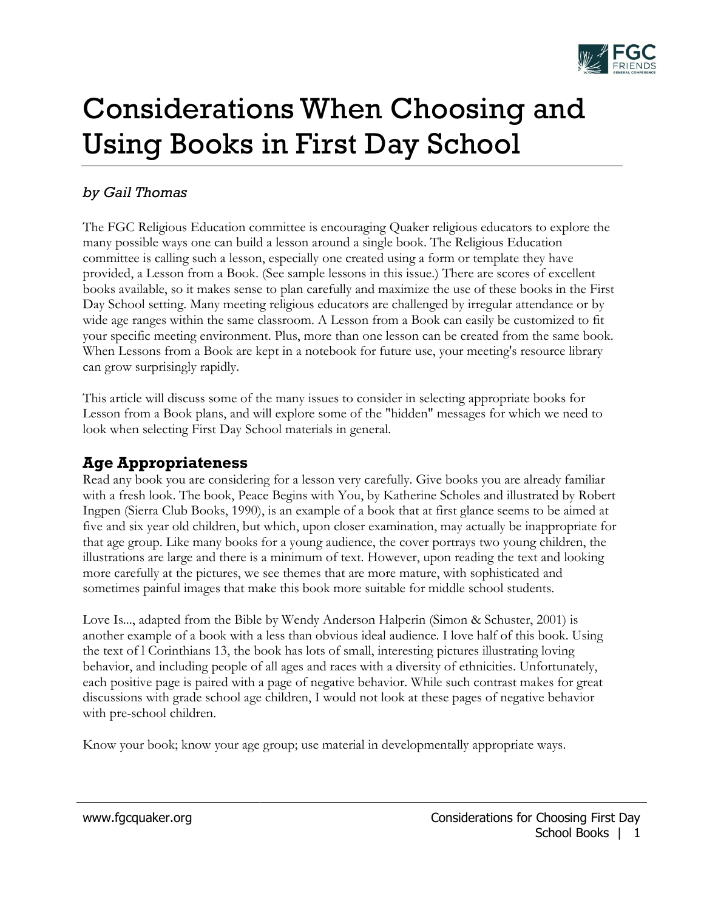# Considerations When Choosing and Using Books in First Day School

*by Gail Thomas*

The FGC Religious Education committee is encouraging Quaker religious educators to explore the many possible ways one can build a lesson around a single book. The Religious Education committee is calling such a lesson, especially one created using a form or template they have provided, a Lesson from a Book. (See sample lessons in this issue.) There are scores of excellent books available, so it makes sense to plan carefully and maximize the use of these books in the First Day School setting. Many meeting religious educators are challenged by irregular attendance or by wide age ranges within the same classroom. A Lesson from a Book can easily be customized to fit your specific meeting environment. Plus, more than one lesson can be created from the same book. When Lessons from a Book are kept in a notebook for future use, your meeting's resource library can grow surprisingly rapidly.

This article will discuss some of the many issues to consider in selecting appropriate books for Lesson from a Book plans, and will explore some of the "hidden" messages for which we need to look when selecting First Day School materials in general.

## Age Appropriateness

Read any book you are considering for a lesson very carefully. Give books you are already familiar with a fresh look. The book, Peace Begins with You, by Katherine Scholes and illustrated by Robert Ingpen (Sierra Club Books, 1990), is an example of a book that at first glance seems to be aimed at five and six year old children, but which, upon closer examination, may actually be inappropriate for that age group. Like many books for a young audience, the cover portrays two young children, the illustrations are large and there is a minimum of text. However, upon reading the text and looking more carefully at the pictures, we see themes that are more mature, with sophisticated and sometimes painful images that make this book more suitable for middle school students.

Love Is..., adapted from the Bible by Wendy Anderson Halperin (Simon & Schuster, 2001) is another example of a book with a less than obvious ideal audience. I love half of this book. Using the text of I Corinthians 13, the book has lots of small, interesting pictures illustrating loving behavior, and including people of all ages and races with a diversity of ethnicities. Unfortunately, each positive page is paired with a page of negative behavior. While such contrast makes for great discussions with grade school age children, I would not look at these pages of negative behavior with pre-school children.

Know your book; know your age group; use material in developmentally appropriate ways.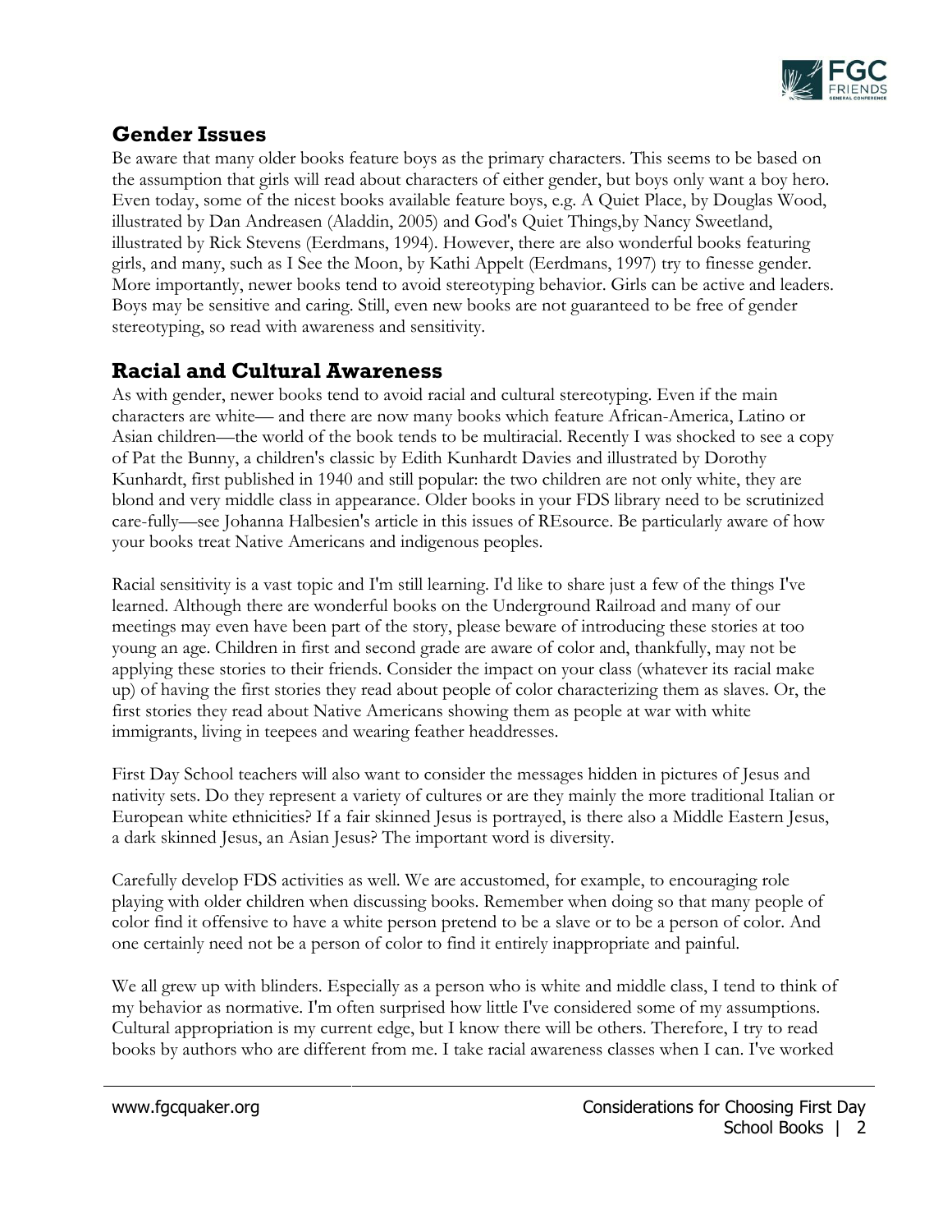## Gender Issues

Be aware that many older books feature boys as the primary characters. This seems to be based on the assumption that girls will read about characters of either gender, but boys only want a boy hero. Even today, some of the nicest books available feature boys, e.g. A Quiet Place, by Douglas Wood, illustrated by Dan Andreasen (Aladdin, 2005) and God's Quiet Things,by Nancy Sweetland, illustrated by Rick Stevens (Eerdmans, 1994). However, there are also wonderful books featuring girls, and many, such as I See the Moon, by Kathi Appelt (Eerdmans, 1997) try to finesse gender. More importantly, newer books tend to avoid stereotyping behavior. Girls can be active and leaders. Boys may be sensitive and caring. Still, even new books are not guaranteed to be free of gender stereotyping, so read with awareness and sensitivity.

## Racial and Cultural Awareness

As with gender, newer books tend to avoid racial and cultural stereotyping. Even if the main characters are white— and there are now many books which feature African-America, Latino or Asian children—the world of the book tends to be multiracial. Recently I was shocked to see a copy of Pat the Bunny, a children's classic by Edith Kunhardt Davies and illustrated by Dorothy Kunhardt, first published in 1940 and still popular: the two children are not only white, they are blond and very middle class in appearance. Older books in your FDS library need to be scrutinized care-fully—see Johanna Halbesien's article in this issues of REsource. Be particularly aware of how your books treat Native Americans and indigenous peoples.

Racial sensitivity is a vast topic and I'm still learning. I'd like to share just a few of the things I've learned. Although there are wonderful books on the Underground Railroad and many of our meetings may even have been part of the story, please beware of introducing these stories at too young an age. Children in first and second grade are aware of color and, thankfully, may not be applying these stories to their friends. Consider the impact on your class (whatever its racial make up) of having the first stories they read about people of color characterizing them as slaves. Or, the first stories they read about Native Americans showing them as people at war with white immigrants, living in teepees and wearing feather headdresses.

First Day School teachers will also want to consider the messages hidden in pictures of Jesus and nativity sets. Do they represent a variety of cultures or are they mainly the more traditional Italian or European white ethnicities? If a fair skinned Jesus is portrayed, is there also a Middle Eastern Jesus, a dark skinned Jesus, an Asian Jesus? The important word is diversity.

Carefully develop FDS activities as well. We are accustomed, for example, to encouraging role playing with older children when discussing books. Remember when doing so that many people of color find it offensive to have a white person pretend to be a slave or to be a person of color. And one certainly need not be a person of color to find it entirely inappropriate and painful.

We all grew up with blinders. Especially as a person who is white and middle class, I tend to think of my behavior as normative. I'm often surprised how little I've considered some of my assumptions. Cultural appropriation is my current edge, but I know there will be others. Therefore, I try to read books by authors who are different from me. I take racial awareness classes when I can. I've worked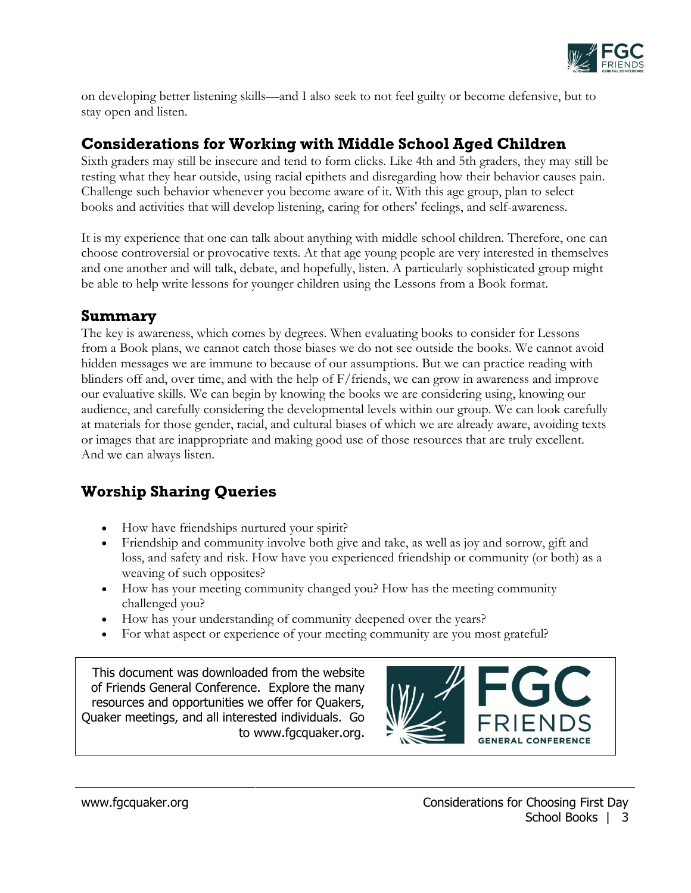on developing better listening skills—and I also seek to not feel guilty or become defensive, but to stay open and listen.

## Considerations for Working with Middle School Aged Children

Sixth graders may still be insecure and tend to form clicks. Like 4th and 5th graders, they may still be testing what they hear outside, using racial epithets and disregarding how their behavior causes pain. Challenge such behavior whenever you become aware of it. With this age group, plan to select books and activities that will develop listening, caring for others' feelings, and self-awareness.

It is my experience that one can talk about anything with middle school children. Therefore, one can choose controversial or provocative texts. At that age young people are very interested in themselves and one another and will talk, debate, and hopefully, listen. A particularly sophisticated group might be able to help write lessons for younger children using the Lessons from a Book format.

## Summary

The key is awareness, which comes by degrees. When evaluating books to consider for Lessons from a Book plans, we cannot catch those biases we do not see outside the books. We cannot avoid hidden messages we are immune to because of our assumptions. But we can practice reading with blinders off and, over time, and with the help of F/friends, we can grow in awareness and improve our evaluative skills. We can begin by knowing the books we are considering using, knowing our audience, and carefully considering the developmental levels within our group. We can look carefully at materials for those gender, racial, and cultural biases of which we are already aware, avoiding texts or images that are inappropriate and making good use of those resources that are truly excellent. And we can always listen.

## Worship Sharing Queries

- How have friendships nurtured your spirit?
- Friendship and community involve both give and take, as well as joy and sorrow, gift and loss, and safety and risk. How have you experienced friendship or community (or both) as a weaving of such opposites?
- How has your meeting community changed you? How has the meeting community challenged you?
- How has your understanding of community deepened over the years?
- For what aspect or experience of your meeting community are you most grateful?

This document was downloaded from the website of Friends General Conference. Explore the many resources and opportunities we offer for Quakers, Quaker meetings, and all interested individuals. Go to www.fgcquaker.org.